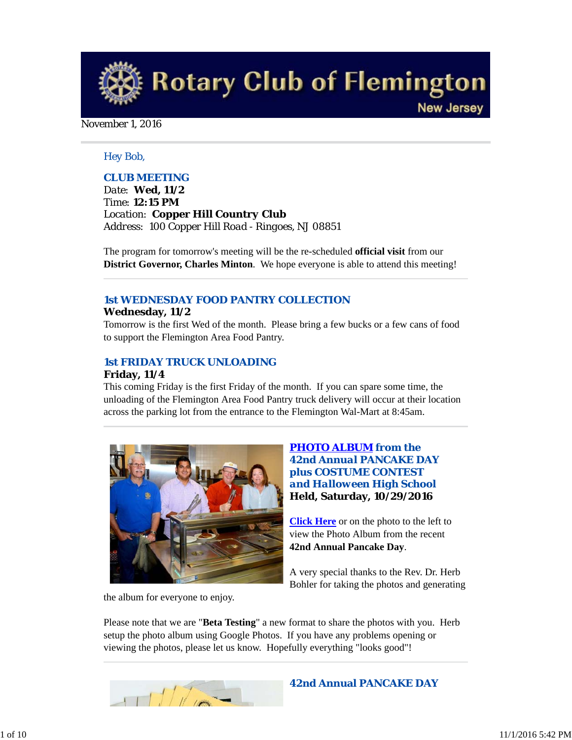# Rotary Club of Flemington

New Jersey

November 1, 2016

Hey Bob,

## CLUB MEETING

Date: **Wed, 11/2**
Time: **12:15 PM**
Location: **Copper Hill Country Club**
Address: 100 Copper Hill Road - Ringoes, NJ 08851

The program for tomorrow's meeting will be the re-scheduled **official visit** from our **District Governor, Charles Minton**. We hope everyone is able to attend this meeting!

## 1st WEDNESDAY FOOD PANTRY COLLECTION

**Wednesday, 11/2**
Tomorrow is the first Wed of the month. Please bring a few bucks or a few cans of food to support the Flemington Area Food Pantry.

## 1st FRIDAY TRUCK UNLOADING

**Friday, 11/4**
This coming Friday is the first Friday of the month. If you can spare some time, the unloading of the Flemington Area Food Pantry truck delivery will occur at their location across the parking lot from the entrance to the Flemington Wal-Mart at 8:45am.

## PHOTO ALBUM from the 42nd Annual PANCAKE DAY plus COSTUME CONTEST and Halloween High School

**Held, Saturday, 10/29/2016**

Click Here or on the photo to the left to view the Photo Album from the recent **42nd Annual Pancake Day**.

A very special thanks to the Rev. Dr. Herb Bohler for taking the photos and generating the album for everyone to enjoy.

Please note that we are "**Beta Testing**" a new format to share the photos with you. Herb setup the photo album using Google Photos. If you have any problems opening or viewing the photos, please let us know. Hopefully everything "looks good"!

## 42nd Annual PANCAKE DAY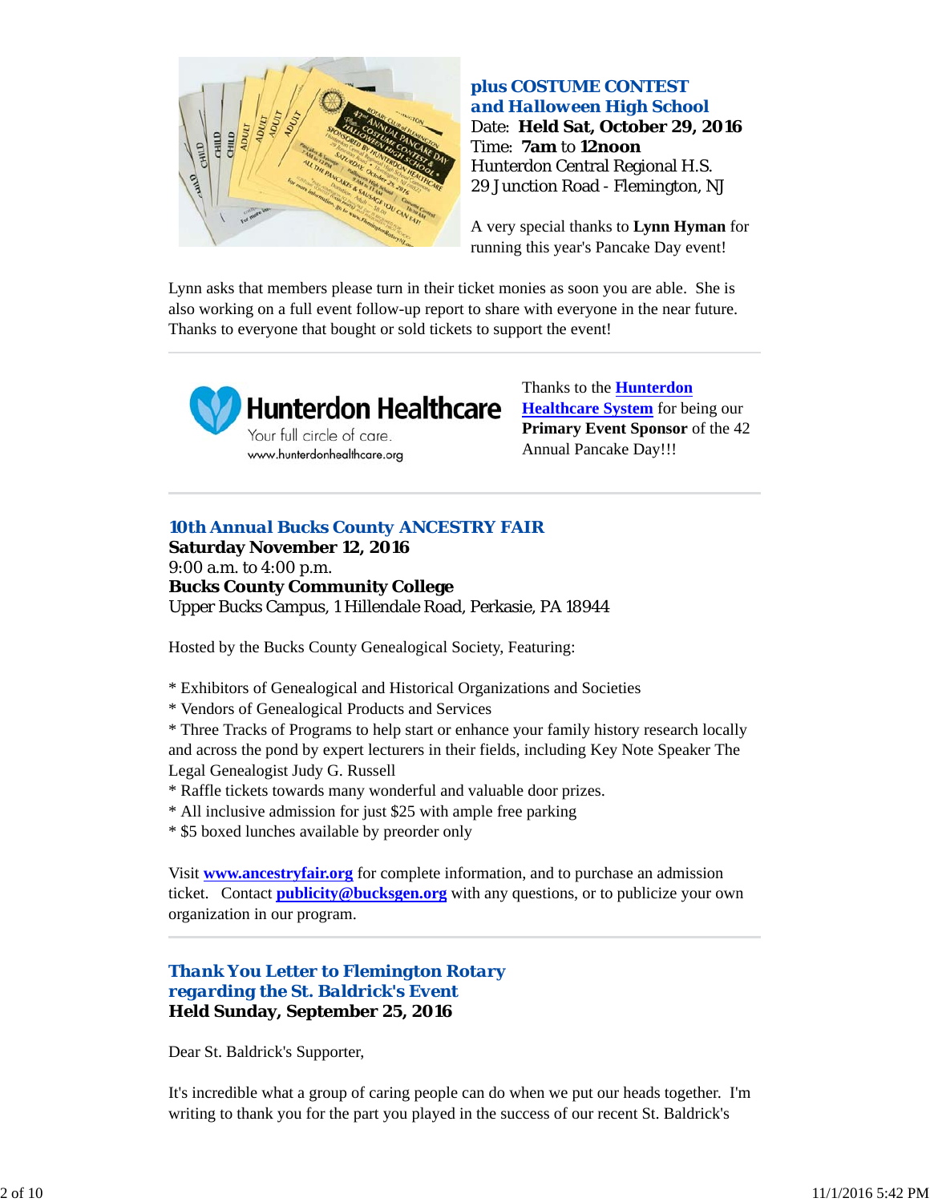**plus COSTUME CONTEST**
**and Halloween High School**
Date: **Held Sat, October 29, 2016**
Time: **7am** to **12noon**
Hunterdon Central Regional H.S.
29 Junction Road - Flemington, NJ

A very special thanks to **Lynn Hyman** for running this year's Pancake Day event!

Lynn asks that members please turn in their ticket monies as soon you are able. She is also working on a full event follow-up report to share with everyone in the near future. Thanks to everyone that bought or sold tickets to support the event!

---

Thanks to the **Hunterdon Healthcare System** for being our **Primary Event Sponsor** of the 42 Annual Pancake Day!!!

---

## 10th Annual Bucks County ANCESTRY FAIR

**Saturday November 12, 2016**
9:00 a.m. to 4:00 p.m.
**Bucks County Community College**
Upper Bucks Campus, 1 Hillendale Road, Perkasie, PA 18944

Hosted by the Bucks County Genealogical Society, Featuring:

* Exhibitors of Genealogical and Historical Organizations and Societies
* Vendors of Genealogical Products and Services
* Three Tracks of Programs to help start or enhance your family history research locally and across the pond by expert lecturers in their fields, including Key Note Speaker The Legal Genealogist Judy G. Russell
* Raffle tickets towards many wonderful and valuable door prizes.
* All inclusive admission for just $25 with ample free parking
* $5 boxed lunches available by preorder only

Visit **www.ancestryfair.org** for complete information, and to purchase an admission ticket. Contact **publicity@bucksgen.org** with any questions, or to publicize your own organization in our program.

---

## Thank You Letter to Flemington Rotary regarding the St. Baldrick's Event

**Held Sunday, September 25, 2016**

Dear St. Baldrick's Supporter,

It's incredible what a group of caring people can do when we put our heads together. I'm writing to thank you for the part you played in the success of our recent St. Baldrick's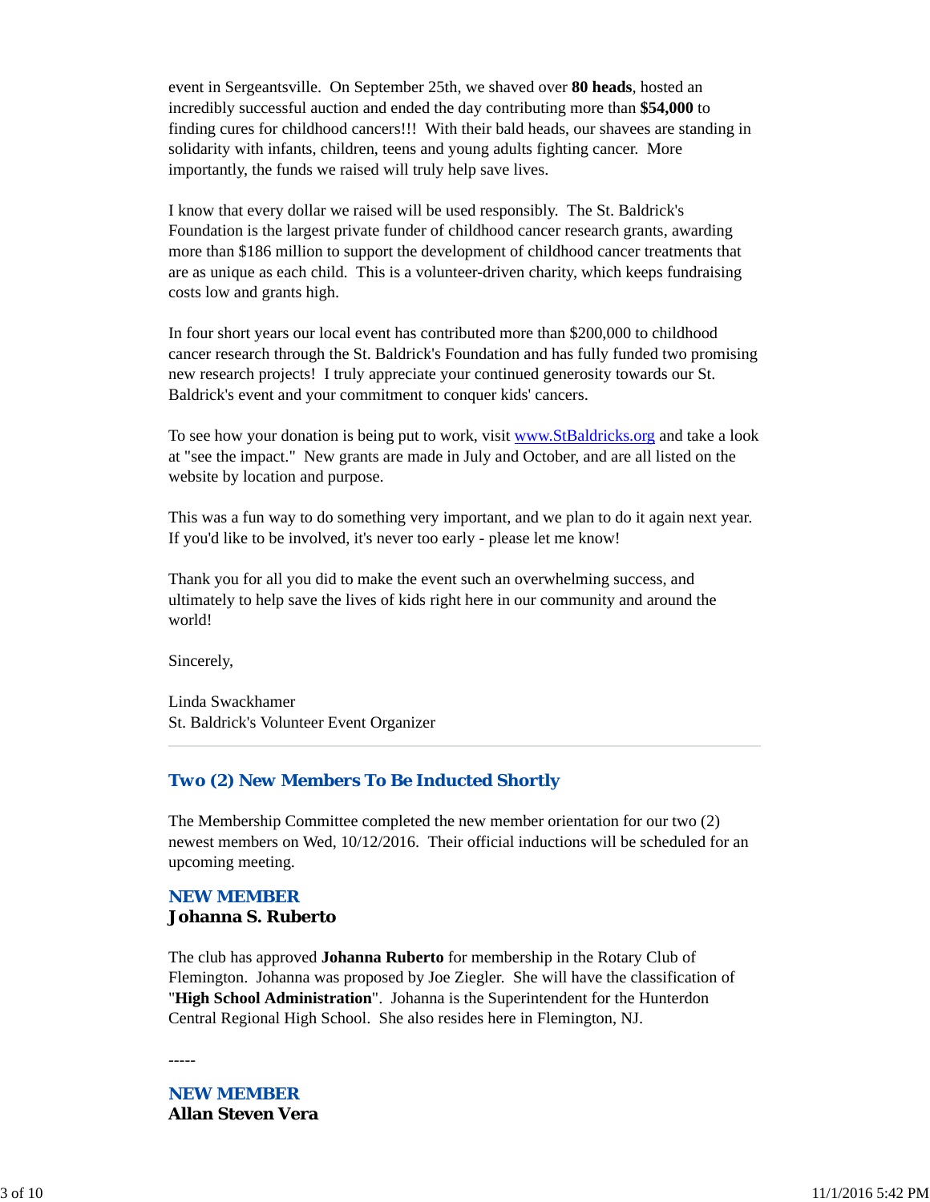event in Sergeantsville. On September 25th, we shaved over **80 heads**, hosted an incredibly successful auction and ended the day contributing more than **$54,000** to finding cures for childhood cancers!!! With their bald heads, our shavees are standing in solidarity with infants, children, teens and young adults fighting cancer. More importantly, the funds we raised will truly help save lives.

I know that every dollar we raised will be used responsibly. The St. Baldrick's Foundation is the largest private funder of childhood cancer research grants, awarding more than $186 million to support the development of childhood cancer treatments that are as unique as each child. This is a volunteer-driven charity, which keeps fundraising costs low and grants high.

In four short years our local event has contributed more than $200,000 to childhood cancer research through the St. Baldrick's Foundation and has fully funded two promising new research projects! I truly appreciate your continued generosity towards our St. Baldrick's event and your commitment to conquer kids' cancers.

To see how your donation is being put to work, visit [www.StBaldricks.org](http://www.StBaldricks.org) and take a look at "see the impact." New grants are made in July and October, and are all listed on the website by location and purpose.

This was a fun way to do something very important, and we plan to do it again next year. If you'd like to be involved, it's never too early - please let me know!

Thank you for all you did to make the event such an overwhelming success, and ultimately to help save the lives of kids right here in our community and around the world!

Sincerely,

Linda Swackhamer
St. Baldrick's Volunteer Event Organizer

---

## Two (2) New Members To Be Inducted Shortly

The Membership Committee completed the new member orientation for our two (2) newest members on Wed, 10/12/2016. Their official inductions will be scheduled for an upcoming meeting.

### NEW MEMBER
**Johanna S. Ruberto**

The club has approved **Johanna Ruberto** for membership in the Rotary Club of Flemington. Johanna was proposed by Joe Ziegler. She will have the classification of "**High School Administration**". Johanna is the Superintendent for the Hunterdon Central Regional High School. She also resides here in Flemington, NJ.

-----

### NEW MEMBER
**Allan Steven Vera**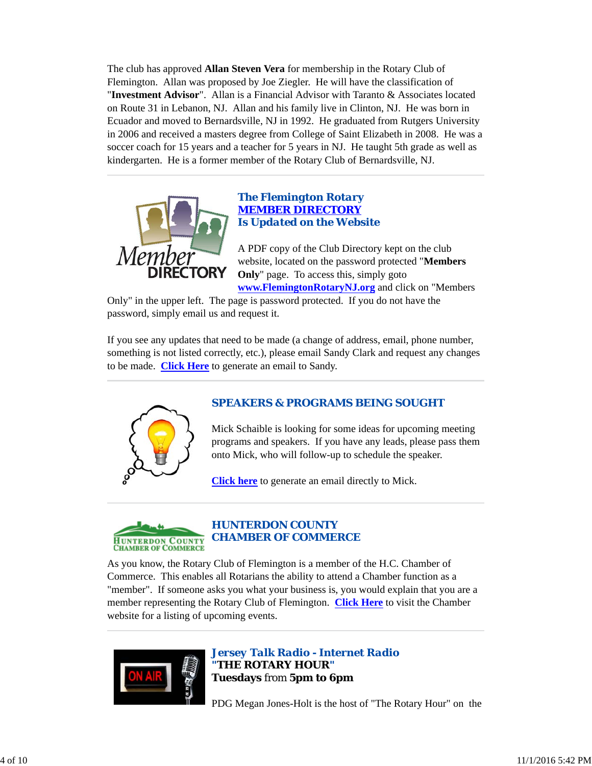The club has approved **Allan Steven Vera** for membership in the Rotary Club of Flemington. Allan was proposed by Joe Ziegler. He will have the classification of "**Investment Advisor**". Allan is a Financial Advisor with Taranto & Associates located on Route 31 in Lebanon, NJ. Allan and his family live in Clinton, NJ. He was born in Ecuador and moved to Bernardsville, NJ in 1992. He graduated from Rutgers University in 2006 and received a masters degree from College of Saint Elizabeth in 2008. He was a soccer coach for 15 years and a teacher for 5 years in NJ. He taught 5th grade as well as kindergarten. He is a former member of the Rotary Club of Bernardsville, NJ.

---

## The Flemington Rotary MEMBER DIRECTORY Is Updated on the Website

A PDF copy of the Club Directory kept on the club website, located on the password protected "**Members Only**" page. To access this, simply goto **www.FlemingtonRotaryNJ.org** and click on "Members Only" in the upper left. The page is password protected. If you do not have the password, simply email us and request it.

If you see any updates that need to be made (a change of address, email, phone number, something is not listed correctly, etc.), please email Sandy Clark and request any changes to be made. **Click Here** to generate an email to Sandy.

---

## SPEAKERS & PROGRAMS BEING SOUGHT

Mick Schaible is looking for some ideas for upcoming meeting programs and speakers. If you have any leads, please pass them onto Mick, who will follow-up to schedule the speaker.

**Click here** to generate an email directly to Mick.

---

## HUNTERDON COUNTY CHAMBER OF COMMERCE

As you know, the Rotary Club of Flemington is a member of the H.C. Chamber of Commerce. This enables all Rotarians the ability to attend a Chamber function as a "member". If someone asks you what your business is, you would explain that you are a member representing the Rotary Club of Flemington. **Click Here** to visit the Chamber website for a listing of upcoming events.

---

## *Jersey Talk Radio - Internet Radio*

**"THE ROTARY HOUR"**

**Tuesdays** from **5pm to 6pm**

PDG Megan Jones-Holt is the host of "The Rotary Hour" on the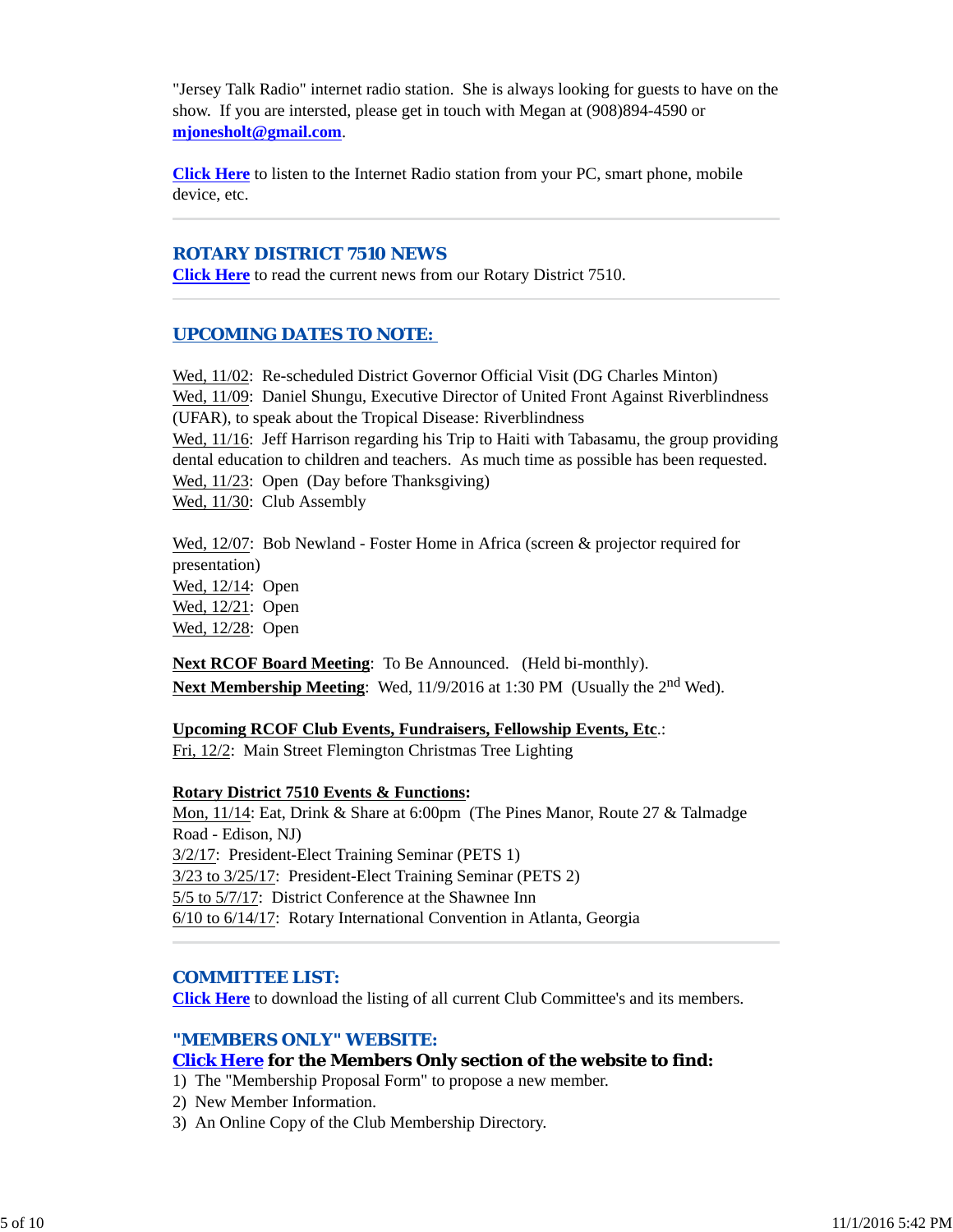"Jersey Talk Radio" internet radio station. She is always looking for guests to have on the show. If you are intersted, please get in touch with Megan at (908)894-4590 or **mjonesholt@gmail.com**.

**Click Here** to listen to the Internet Radio station from your PC, smart phone, mobile device, etc.

---

## ROTARY DISTRICT 7510 NEWS

**Click Here** to read the current news from our Rotary District 7510.

---

## UPCOMING DATES TO NOTE:

Wed, 11/02: Re-scheduled District Governor Official Visit (DG Charles Minton)
Wed, 11/09: Daniel Shungu, Executive Director of United Front Against Riverblindness (UFAR), to speak about the Tropical Disease: Riverblindness
Wed, 11/16: Jeff Harrison regarding his Trip to Haiti with Tabasamu, the group providing dental education to children and teachers. As much time as possible has been requested.
Wed, 11/23: Open (Day before Thanksgiving)
Wed, 11/30: Club Assembly

Wed, 12/07: Bob Newland - Foster Home in Africa (screen & projector required for presentation)
Wed, 12/14: Open
Wed, 12/21: Open
Wed, 12/28: Open

**Next RCOF Board Meeting**: To Be Announced. (Held bi-monthly).
**Next Membership Meeting**: Wed, 11/9/2016 at 1:30 PM (Usually the 2nd Wed).

**Upcoming RCOF Club Events, Fundraisers, Fellowship Events, Etc.**:
Fri, 12/2: Main Street Flemington Christmas Tree Lighting

**Rotary District 7510 Events & Functions:**
Mon, 11/14: Eat, Drink & Share at 6:00pm (The Pines Manor, Route 27 & Talmadge Road - Edison, NJ)
3/2/17: President-Elect Training Seminar (PETS 1)
3/23 to 3/25/17: President-Elect Training Seminar (PETS 2)
5/5 to 5/7/17: District Conference at the Shawnee Inn
6/10 to 6/14/17: Rotary International Convention in Atlanta, Georgia

---

## COMMITTEE LIST:

**Click Here** to download the listing of all current Club Committee's and its members.

## "MEMBERS ONLY" WEBSITE:

**Click Here for the Members Only section of the website to find:**

1) The "Membership Proposal Form" to propose a new member.
2) New Member Information.
3) An Online Copy of the Club Membership Directory.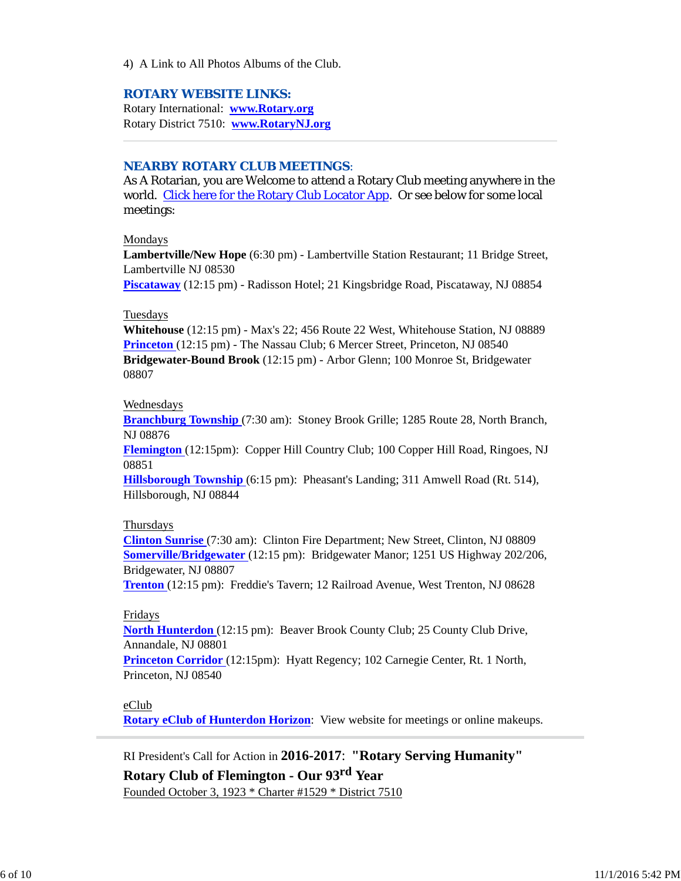4) A Link to All Photos Albums of the Club.

## ROTARY WEBSITE LINKS:

Rotary International: **www.Rotary.org**
Rotary District 7510: **www.RotaryNJ.org**

---

## NEARBY ROTARY CLUB MEETINGS:

As A Rotarian, you are Welcome to attend a Rotary Club meeting anywhere in the world. Click here for the Rotary Club Locator App. Or see below for some local meetings:

Mondays
**Lambertville/New Hope** (6:30 pm) - Lambertville Station Restaurant; 11 Bridge Street, Lambertville NJ 08530
**Piscataway** (12:15 pm) - Radisson Hotel; 21 Kingsbridge Road, Piscataway, NJ 08854

Tuesdays
**Whitehouse** (12:15 pm) - Max's 22; 456 Route 22 West, Whitehouse Station, NJ 08889
**Princeton** (12:15 pm) - The Nassau Club; 6 Mercer Street, Princeton, NJ 08540
**Bridgewater-Bound Brook** (12:15 pm) - Arbor Glenn; 100 Monroe St, Bridgewater 08807

Wednesdays
**Branchburg Township** (7:30 am): Stoney Brook Grille; 1285 Route 28, North Branch, NJ 08876
**Flemington** (12:15pm): Copper Hill Country Club; 100 Copper Hill Road, Ringoes, NJ 08851
**Hillsborough Township** (6:15 pm): Pheasant's Landing; 311 Amwell Road (Rt. 514), Hillsborough, NJ 08844

Thursdays
**Clinton Sunrise** (7:30 am): Clinton Fire Department; New Street, Clinton, NJ 08809
**Somerville/Bridgewater** (12:15 pm): Bridgewater Manor; 1251 US Highway 202/206, Bridgewater, NJ 08807
**Trenton** (12:15 pm): Freddie's Tavern; 12 Railroad Avenue, West Trenton, NJ 08628

Fridays
**North Hunterdon** (12:15 pm): Beaver Brook County Club; 25 County Club Drive, Annandale, NJ 08801
**Princeton Corridor** (12:15pm): Hyatt Regency; 102 Carnegie Center, Rt. 1 North, Princeton, NJ 08540

eClub
**Rotary eClub of Hunterdon Horizon**: View website for meetings or online makeups.

---

RI President's Call for Action in **2016-2017**: **"Rotary Serving Humanity"**

**Rotary Club of Flemington - Our 93rd Year**

Founded October 3, 1923 * Charter #1529 * District 7510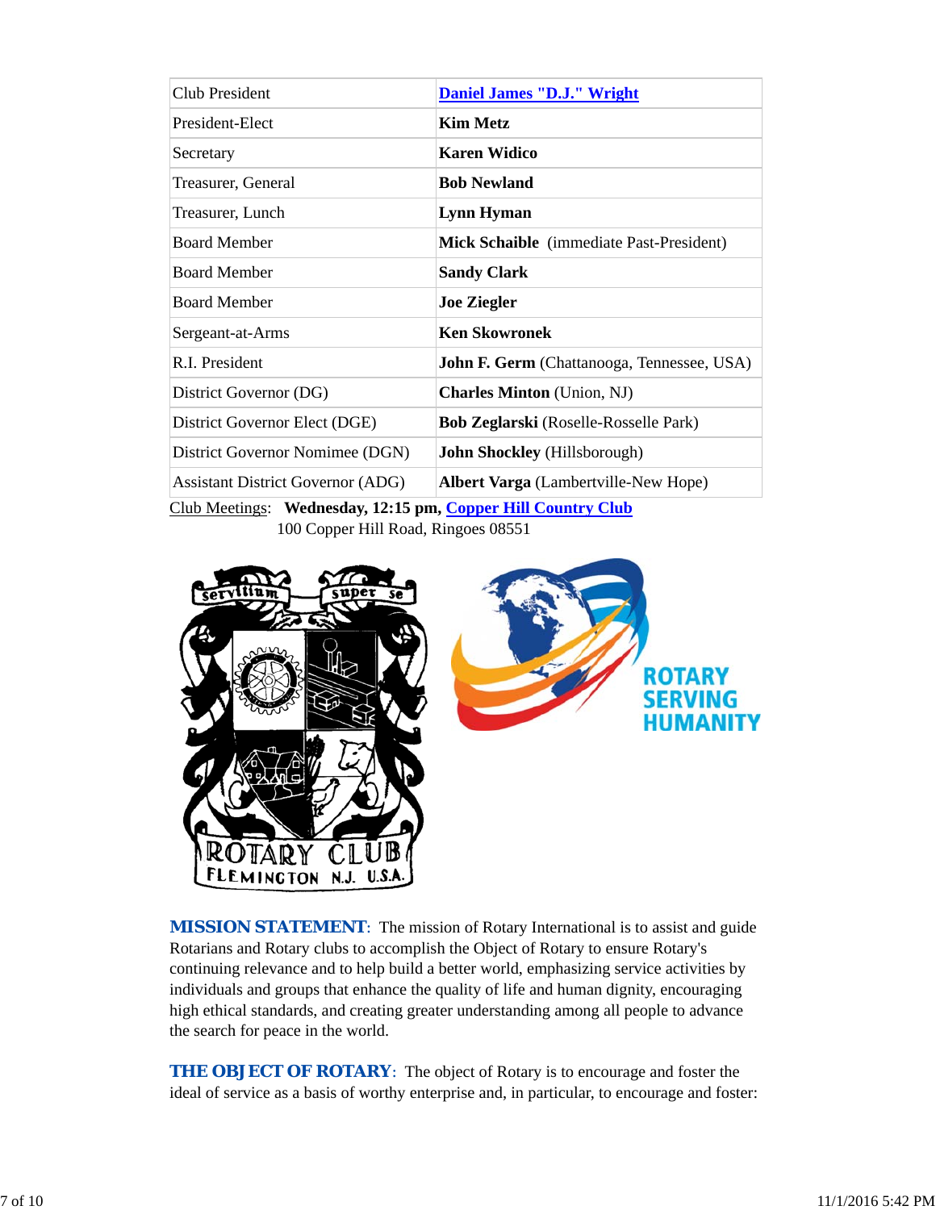| Club President | **Daniel James "D.J." Wright** |
|---|---|
| President-Elect | **Kim Metz** |
| Secretary | **Karen Widico** |
| Treasurer, General | **Bob Newland** |
| Treasurer, Lunch | **Lynn Hyman** |
| Board Member | **Mick Schaible** (immediate Past-President) |
| Board Member | **Sandy Clark** |
| Board Member | **Joe Ziegler** |
| Sergeant-at-Arms | **Ken Skowronek** |
| R.I. President | **John F. Germ** (Chattanooga, Tennessee, USA) |
| District Governor (DG) | **Charles Minton** (Union, NJ) |
| District Governor Elect (DGE) | **Bob Zeglarski** (Roselle-Rosselle Park) |
| District Governor Nominee (DGN) | **John Shockley** (Hillsborough) |
| Assistant District Governor (ADG) | **Albert Varga** (Lambertville-New Hope) |

Club Meetings: **Wednesday, 12:15 pm, Copper Hill Country Club**
100 Copper Hill Road, Ringoes 08551

**MISSION STATEMENT**: The mission of Rotary International is to assist and guide Rotarians and Rotary clubs to accomplish the Object of Rotary to ensure Rotary's continuing relevance and to help build a better world, emphasizing service activities by individuals and groups that enhance the quality of life and human dignity, encouraging high ethical standards, and creating greater understanding among all people to advance the search for peace in the world.

**THE OBJECT OF ROTARY**: The object of Rotary is to encourage and foster the ideal of service as a basis of worthy enterprise and, in particular, to encourage and foster: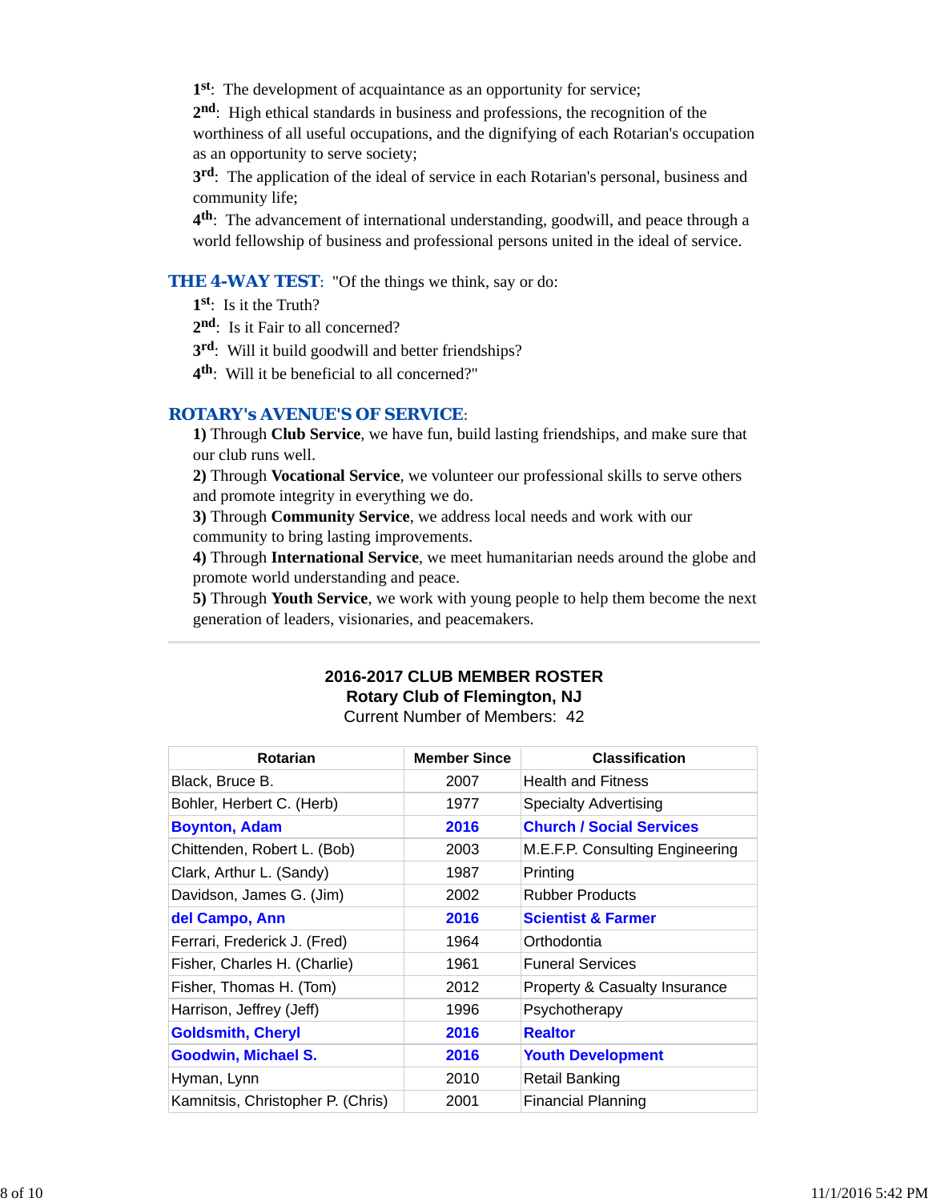**1st**: The development of acquaintance as an opportunity for service;

**2nd**: High ethical standards in business and professions, the recognition of the worthiness of all useful occupations, and the dignifying of each Rotarian's occupation as an opportunity to serve society;

**3rd**: The application of the ideal of service in each Rotarian's personal, business and community life;

**4th**: The advancement of international understanding, goodwill, and peace through a world fellowship of business and professional persons united in the ideal of service.

**THE 4-WAY TEST**: "Of the things we think, say or do:

**1st**: Is it the Truth?

**2nd**: Is it Fair to all concerned?

**3rd**: Will it build goodwill and better friendships?

**4th**: Will it be beneficial to all concerned?"

**ROTARY's AVENUE'S OF SERVICE**:

**1)** Through **Club Service**, we have fun, build lasting friendships, and make sure that our club runs well.

**2)** Through **Vocational Service**, we volunteer our professional skills to serve others and promote integrity in everything we do.

**3)** Through **Community Service**, we address local needs and work with our community to bring lasting improvements.

**4)** Through **International Service**, we meet humanitarian needs around the globe and promote world understanding and peace.

**5)** Through **Youth Service**, we work with young people to help them become the next generation of leaders, visionaries, and peacemakers.

---

**2016-2017 CLUB MEMBER ROSTER**
**Rotary Club of Flemington, NJ**
Current Number of Members: 42

| Rotarian | Member Since | Classification |
|---|---|---|
| Black, Bruce B. | 2007 | Health and Fitness |
| Bohler, Herbert C. (Herb) | 1977 | Specialty Advertising |
| **Boynton, Adam** | **2016** | **Church / Social Services** |
| Chittenden, Robert L. (Bob) | 2003 | M.E.F.P. Consulting Engineering |
| Clark, Arthur L. (Sandy) | 1987 | Printing |
| Davidson, James G. (Jim) | 2002 | Rubber Products |
| **del Campo, Ann** | **2016** | **Scientist & Farmer** |
| Ferrari, Frederick J. (Fred) | 1964 | Orthodontia |
| Fisher, Charles H. (Charlie) | 1961 | Funeral Services |
| Fisher, Thomas H. (Tom) | 2012 | Property & Casualty Insurance |
| Harrison, Jeffrey (Jeff) | 1996 | Psychotherapy |
| **Goldsmith, Cheryl** | **2016** | **Realtor** |
| **Goodwin, Michael S.** | **2016** | **Youth Development** |
| Hyman, Lynn | 2010 | Retail Banking |
| Kamnitsis, Christopher P. (Chris) | 2001 | Financial Planning |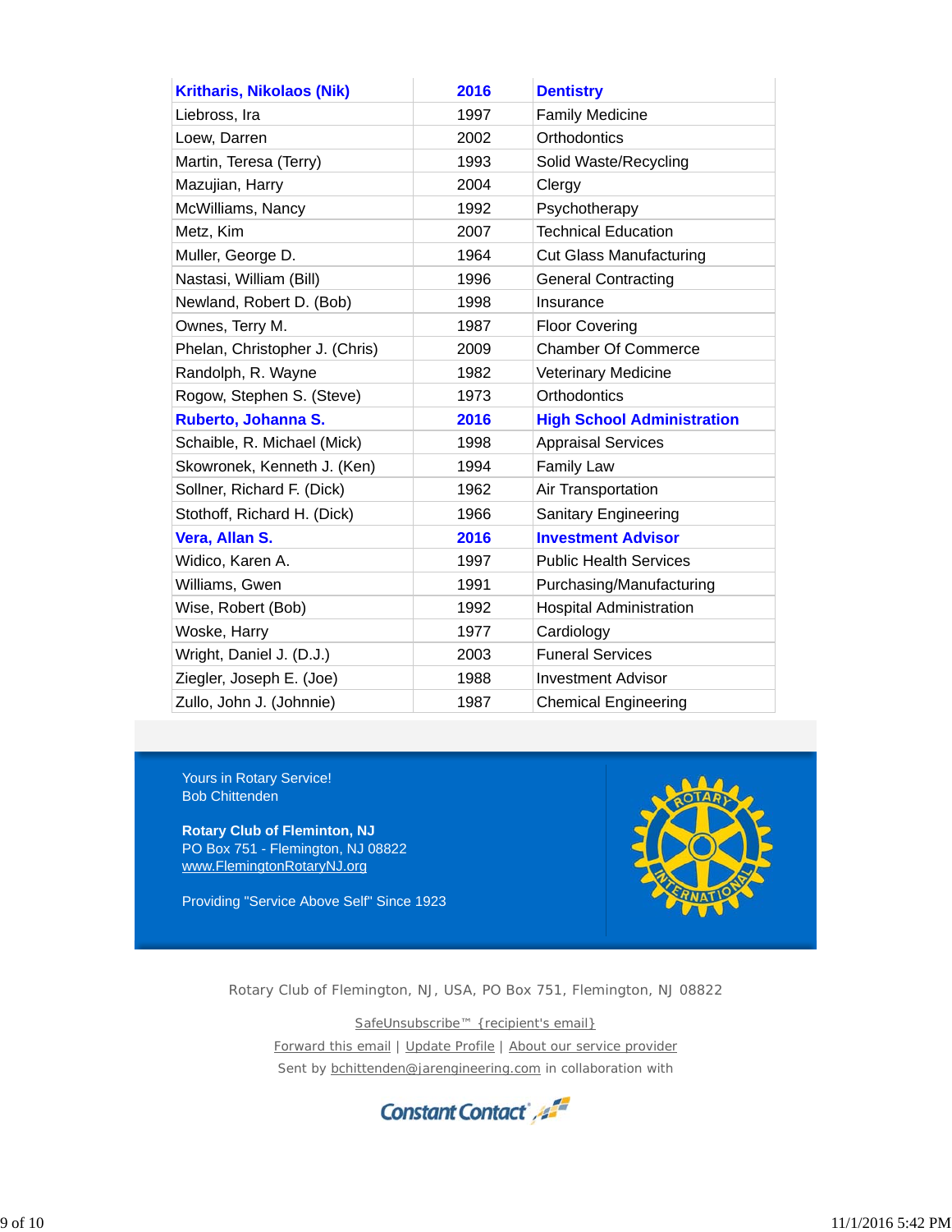| | | |
|---|---|---|
| **Kritharis, Nikolaos (Nik)** | **2016** | **Dentistry** |
| Liebross, Ira | 1997 | Family Medicine |
| Loew, Darren | 2002 | Orthodontics |
| Martin, Teresa (Terry) | 1993 | Solid Waste/Recycling |
| Mazujian, Harry | 2004 | Clergy |
| McWilliams, Nancy | 1992 | Psychotherapy |
| Metz, Kim | 2007 | Technical Education |
| Muller, George D. | 1964 | Cut Glass Manufacturing |
| Nastasi, William (Bill) | 1996 | General Contracting |
| Newland, Robert D. (Bob) | 1998 | Insurance |
| Ownes, Terry M. | 1987 | Floor Covering |
| Phelan, Christopher J. (Chris) | 2009 | Chamber Of Commerce |
| Randolph, R. Wayne | 1982 | Veterinary Medicine |
| Rogow, Stephen S. (Steve) | 1973 | Orthodontics |
| **Ruberto, Johanna S.** | **2016** | **High School Administration** |
| Schaible, R. Michael (Mick) | 1998 | Appraisal Services |
| Skowronek, Kenneth J. (Ken) | 1994 | Family Law |
| Sollner, Richard F. (Dick) | 1962 | Air Transportation |
| Stothoff, Richard H. (Dick) | 1966 | Sanitary Engineering |
| **Vera, Allan S.** | **2016** | **Investment Advisor** |
| Widico, Karen A. | 1997 | Public Health Services |
| Williams, Gwen | 1991 | Purchasing/Manufacturing |
| Wise, Robert (Bob) | 1992 | Hospital Administration |
| Woske, Harry | 1977 | Cardiology |
| Wright, Daniel J. (D.J.) | 2003 | Funeral Services |
| Ziegler, Joseph E. (Joe) | 1988 | Investment Advisor |
| Zullo, John J. (Johnnie) | 1987 | Chemical Engineering |

Yours in Rotary Service!
Bob Chittenden

**Rotary Club of Flemington, NJ**
PO Box 751 - Flemington, NJ 08822
www.FlemingtonRotaryNJ.org

Providing "Service Above Self" Since 1923

Rotary Club of Flemington, NJ, USA, PO Box 751, Flemington, NJ 08822

SafeUnsubscribe™ {recipient's email}

Forward this email | Update Profile | About our service provider

Sent by bchittenden@jarengineering.com in collaboration with

Constant Contact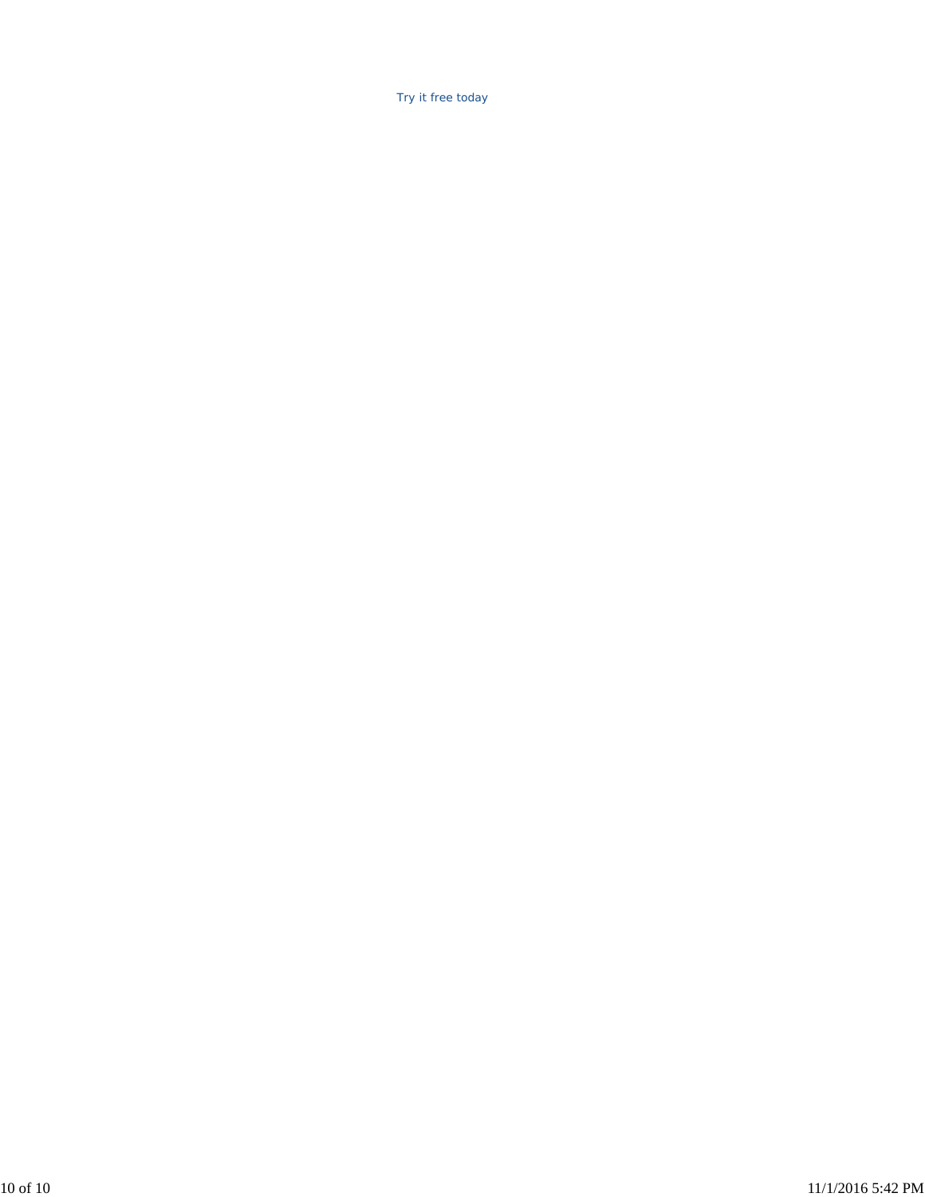Try it free today